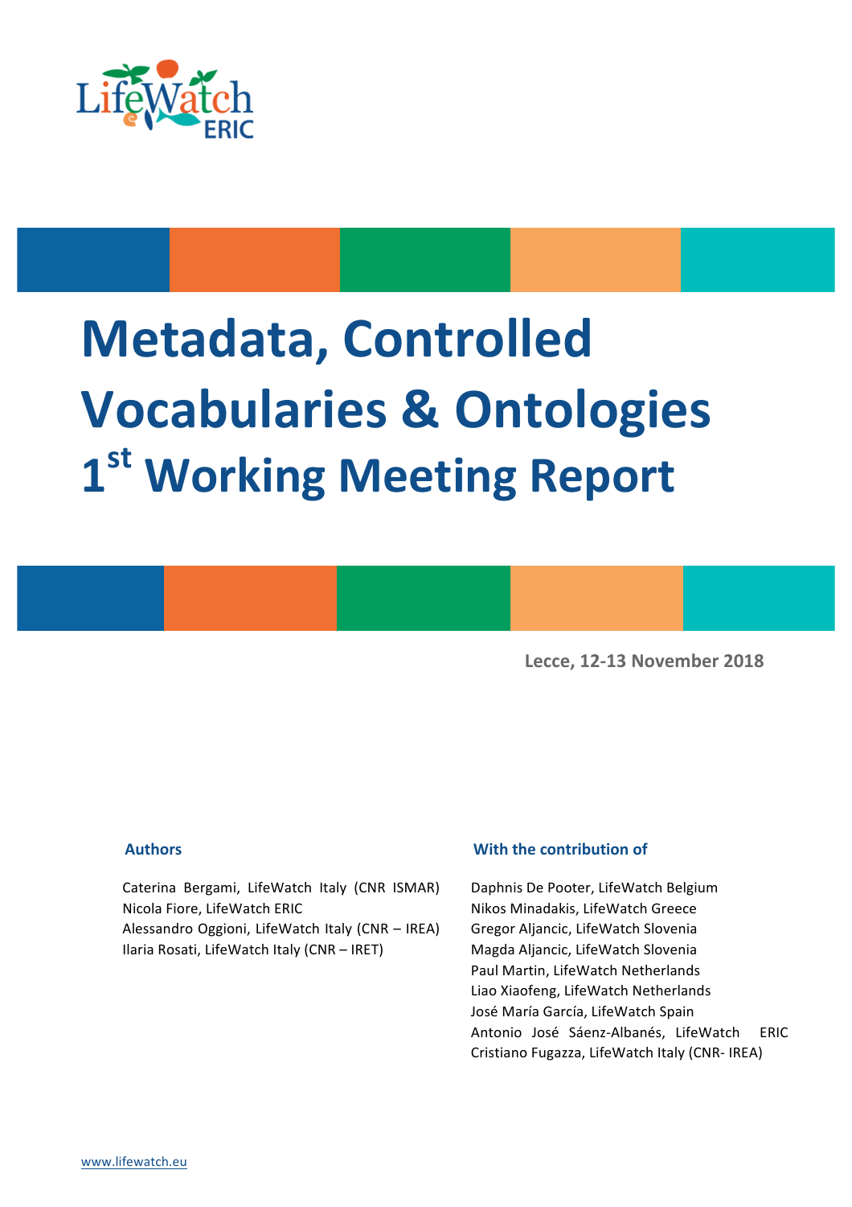LifeWatch ERIC

# Metadata, Controlled Vocabularies & Ontologies

# 1st Working Meeting Report

**Lecce, 12-13 November 2018**

**Authors**

Caterina Bergami, LifeWatch Italy (CNR ISMAR)
Nicola Fiore, LifeWatch ERIC
Alessandro Oggioni, LifeWatch Italy (CNR – IREA)
Ilaria Rosati, LifeWatch Italy (CNR – IRET)

**With the contribution of**

Daphnis De Pooter, LifeWatch Belgium
Nikos Minadakis, LifeWatch Greece
Gregor Aljancic, LifeWatch Slovenia
Magda Aljancic, LifeWatch Slovenia
Paul Martin, LifeWatch Netherlands
Liao Xiaofeng, LifeWatch Netherlands
José María García, LifeWatch Spain
Antonio José Sáenz-Albanés, LifeWatch ERIC
Cristiano Fugazza, LifeWatch Italy (CNR- IREA)

www.lifewatch.eu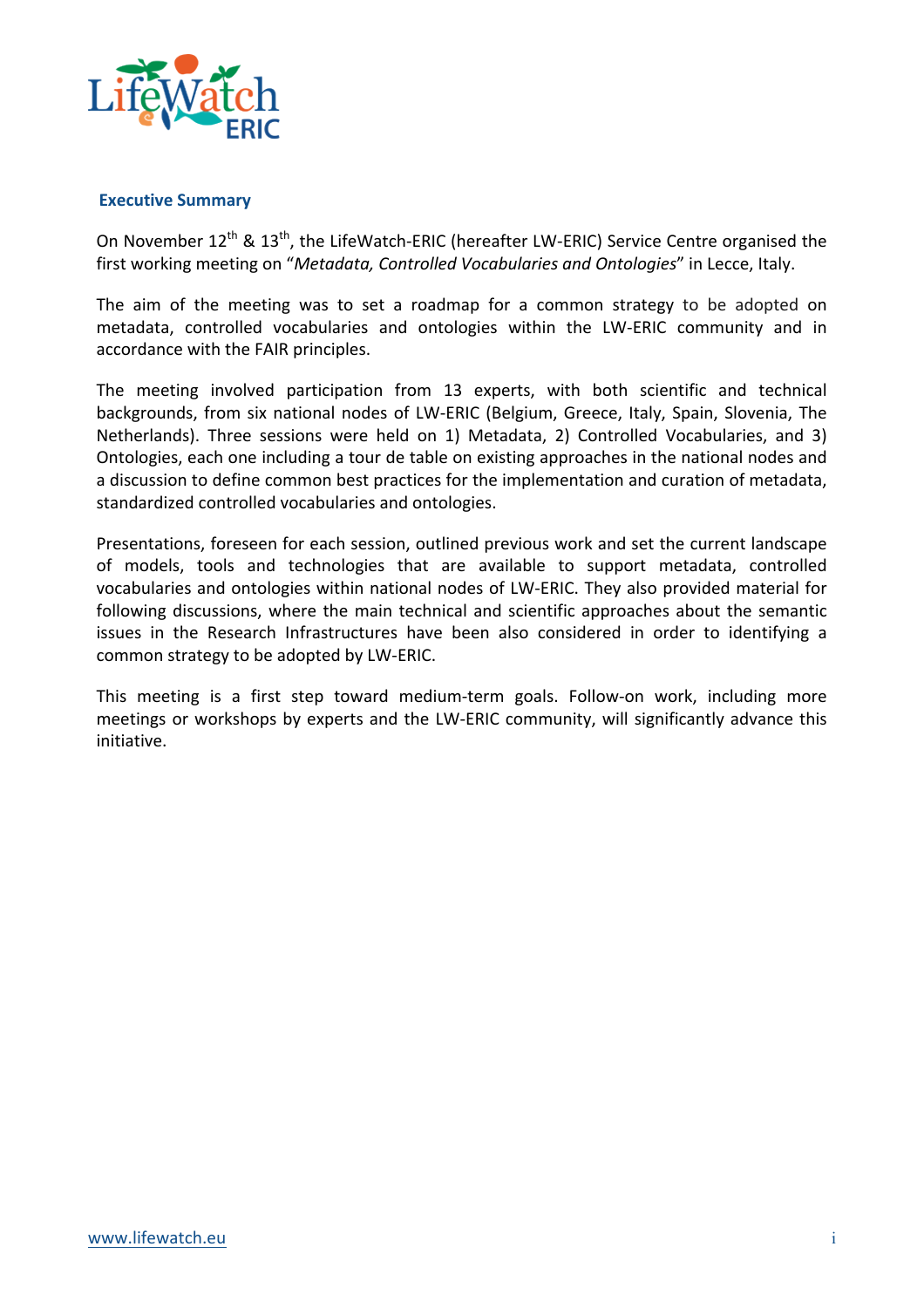## Executive Summary

On November 12th & 13th, the LifeWatch-ERIC (hereafter LW-ERIC) Service Centre organised the first working meeting on "*Metadata, Controlled Vocabularies and Ontologies*" in Lecce, Italy.

The aim of the meeting was to set a roadmap for a common strategy to be adopted on metadata, controlled vocabularies and ontologies within the LW-ERIC community and in accordance with the FAIR principles.

The meeting involved participation from 13 experts, with both scientific and technical backgrounds, from six national nodes of LW-ERIC (Belgium, Greece, Italy, Spain, Slovenia, The Netherlands). Three sessions were held on 1) Metadata, 2) Controlled Vocabularies, and 3) Ontologies, each one including a tour de table on existing approaches in the national nodes and a discussion to define common best practices for the implementation and curation of metadata, standardized controlled vocabularies and ontologies.

Presentations, foreseen for each session, outlined previous work and set the current landscape of models, tools and technologies that are available to support metadata, controlled vocabularies and ontologies within national nodes of LW-ERIC. They also provided material for following discussions, where the main technical and scientific approaches about the semantic issues in the Research Infrastructures have been also considered in order to identifying a common strategy to be adopted by LW-ERIC.

This meeting is a first step toward medium-term goals. Follow-on work, including more meetings or workshops by experts and the LW-ERIC community, will significantly advance this initiative.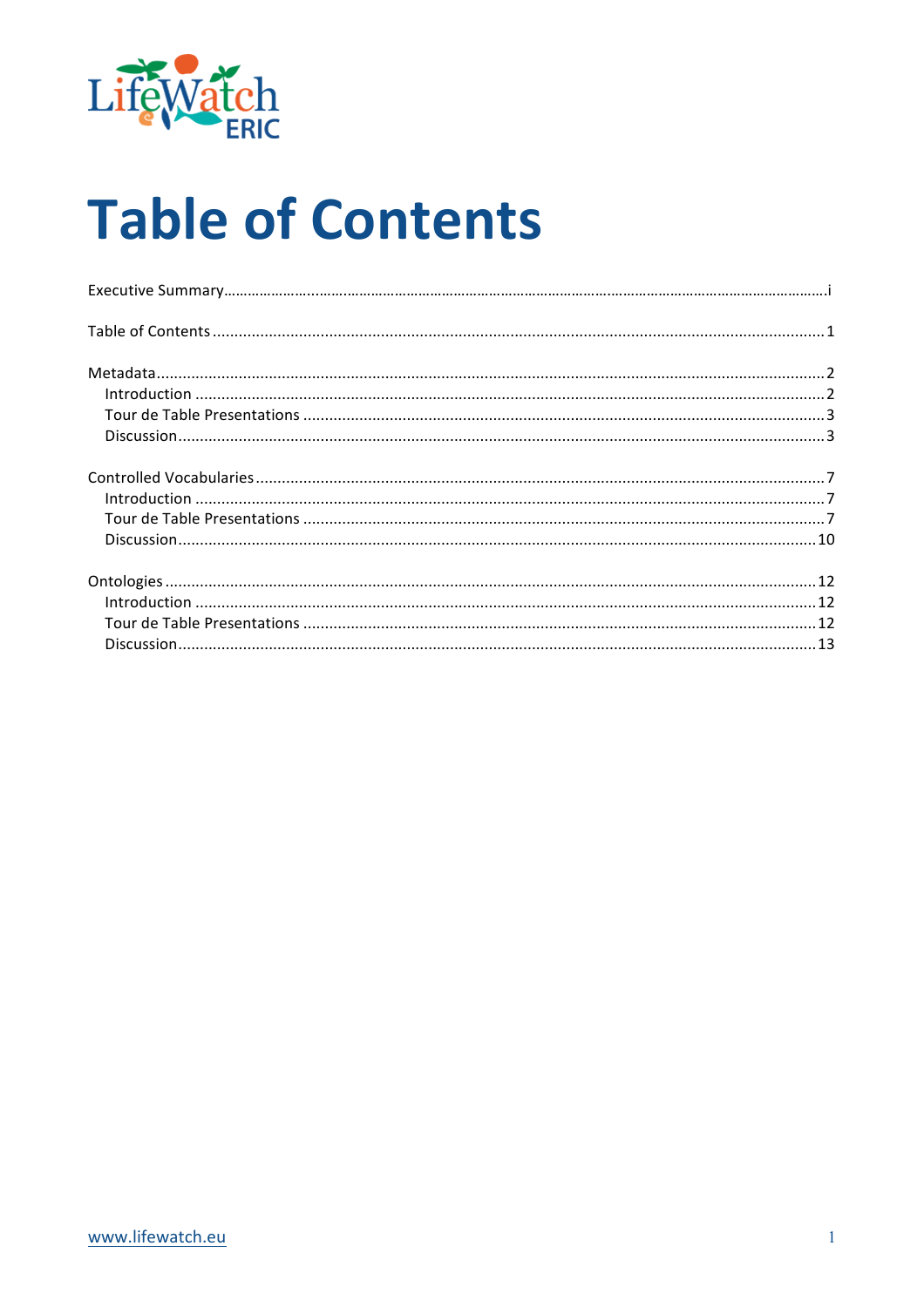# Table of Contents

Executive Summary ........ i

Table of Contents ........ 1

Metadata ........ 2
- Introduction ........ 2
- Tour de Table Presentations ........ 3
- Discussion ........ 3

Controlled Vocabularies ........ 7
- Introduction ........ 7
- Tour de Table Presentations ........ 7
- Discussion ........ 10

Ontologies ........ 12
- Introduction ........ 12
- Tour de Table Presentations ........ 12
- Discussion ........ 13

www.lifewatch.eu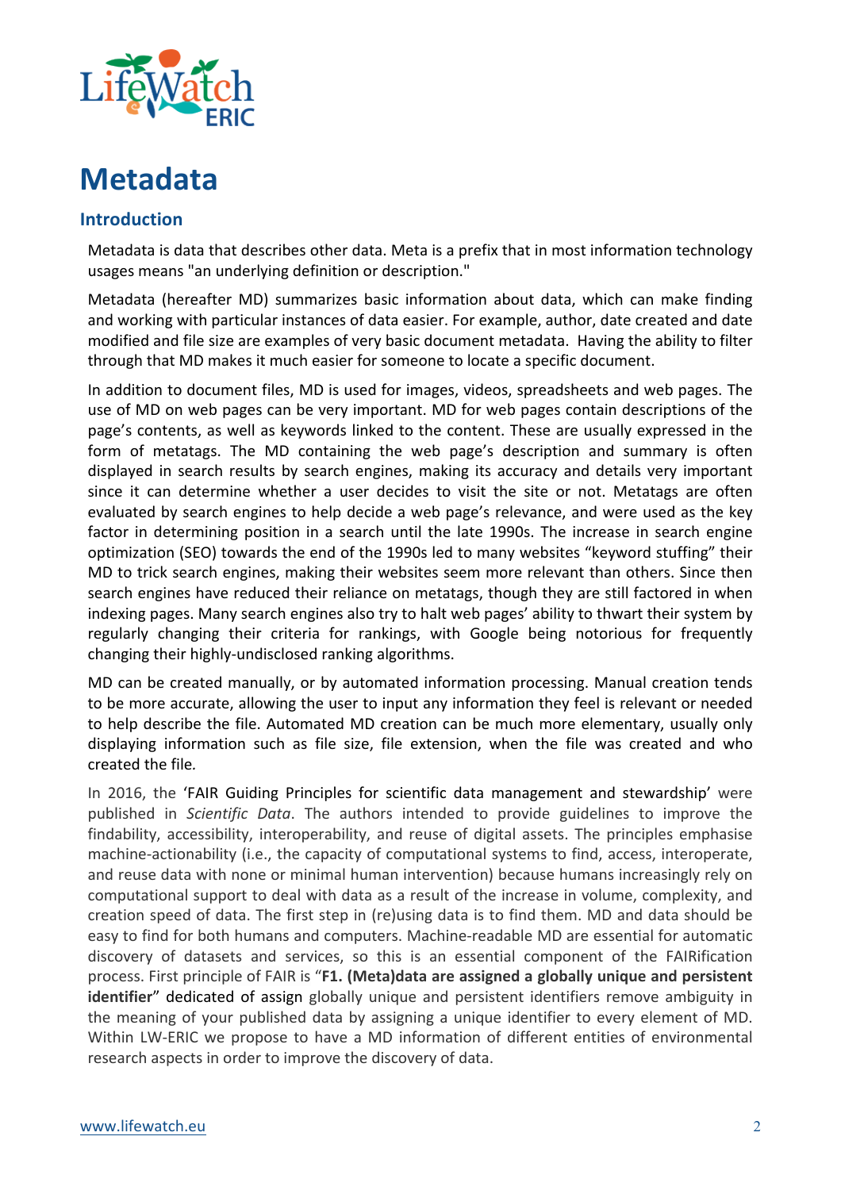# Metadata

## Introduction

Metadata is data that describes other data. Meta is a prefix that in most information technology usages means "an underlying definition or description."

Metadata (hereafter MD) summarizes basic information about data, which can make finding and working with particular instances of data easier. For example, author, date created and date modified and file size are examples of very basic document metadata. Having the ability to filter through that MD makes it much easier for someone to locate a specific document.

In addition to document files, MD is used for images, videos, spreadsheets and web pages. The use of MD on web pages can be very important. MD for web pages contain descriptions of the page's contents, as well as keywords linked to the content. These are usually expressed in the form of metatags. The MD containing the web page's description and summary is often displayed in search results by search engines, making its accuracy and details very important since it can determine whether a user decides to visit the site or not. Metatags are often evaluated by search engines to help decide a web page's relevance, and were used as the key factor in determining position in a search until the late 1990s. The increase in search engine optimization (SEO) towards the end of the 1990s led to many websites "keyword stuffing" their MD to trick search engines, making their websites seem more relevant than others. Since then search engines have reduced their reliance on metatags, though they are still factored in when indexing pages. Many search engines also try to halt web pages' ability to thwart their system by regularly changing their criteria for rankings, with Google being notorious for frequently changing their highly-undisclosed ranking algorithms.

MD can be created manually, or by automated information processing. Manual creation tends to be more accurate, allowing the user to input any information they feel is relevant or needed to help describe the file. Automated MD creation can be much more elementary, usually only displaying information such as file size, file extension, when the file was created and who created the file.

In 2016, the 'FAIR Guiding Principles for scientific data management and stewardship' were published in *Scientific Data*. The authors intended to provide guidelines to improve the findability, accessibility, interoperability, and reuse of digital assets. The principles emphasise machine-actionability (i.e., the capacity of computational systems to find, access, interoperate, and reuse data with none or minimal human intervention) because humans increasingly rely on computational support to deal with data as a result of the increase in volume, complexity, and creation speed of data. The first step in (re)using data is to find them. MD and data should be easy to find for both humans and computers. Machine-readable MD are essential for automatic discovery of datasets and services, so this is an essential component of the FAIRification process. First principle of FAIR is "**F1. (Meta)data are assigned a globally unique and persistent identifier**" dedicated of assign globally unique and persistent identifiers remove ambiguity in the meaning of your published data by assigning a unique identifier to every element of MD. Within LW-ERIC we propose to have a MD information of different entities of environmental research aspects in order to improve the discovery of data.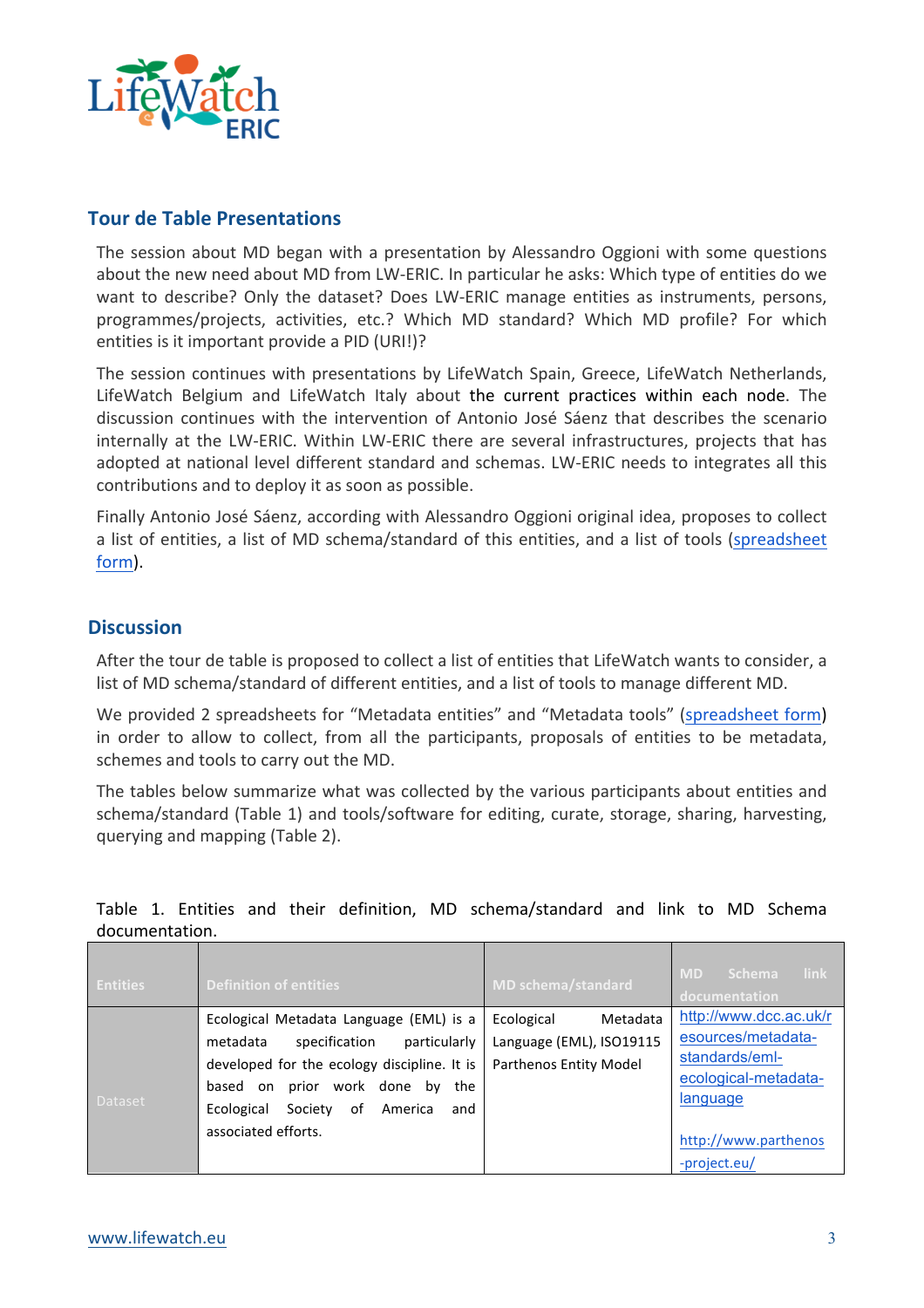## Tour de Table Presentations

The session about MD began with a presentation by Alessandro Oggioni with some questions about the new need about MD from LW-ERIC. In particular he asks: Which type of entities do we want to describe? Only the dataset? Does LW-ERIC manage entities as instruments, persons, programmes/projects, activities, etc.? Which MD standard? Which MD profile? For which entities is it important provide a PID (URI!)?

The session continues with presentations by LifeWatch Spain, Greece, LifeWatch Netherlands, LifeWatch Belgium and LifeWatch Italy about the current practices within each node. The discussion continues with the intervention of Antonio José Sáenz that describes the scenario internally at the LW-ERIC. Within LW-ERIC there are several infrastructures, projects that has adopted at national level different standard and schemas. LW-ERIC needs to integrates all this contributions and to deploy it as soon as possible.

Finally Antonio José Sáenz, according with Alessandro Oggioni original idea, proposes to collect a list of entities, a list of MD schema/standard of this entities, and a list of tools (spreadsheet form).

## Discussion

After the tour de table is proposed to collect a list of entities that LifeWatch wants to consider, a list of MD schema/standard of different entities, and a list of tools to manage different MD.

We provided 2 spreadsheets for "Metadata entities" and "Metadata tools" (spreadsheet form) in order to allow to collect, from all the participants, proposals of entities to be metadata, schemes and tools to carry out the MD.

The tables below summarize what was collected by the various participants about entities and schema/standard (Table 1) and tools/software for editing, curate, storage, sharing, harvesting, querying and mapping (Table 2).

Table 1. Entities and their definition, MD schema/standard and link to MD Schema documentation.

| Entities | Definition of entities | MD schema/standard | MD Schema link documentation |
|---|---|---|---|
| Dataset | Ecological Metadata Language (EML) is a metadata specification particularly developed for the ecology discipline. It is based on prior work done by the Ecological Society of America and associated efforts. | Ecological Metadata Language (EML), ISO19115<br>Parthenos Entity Model | http://www.dcc.ac.uk/resources/metadata-standards/eml-ecological-metadata-language<br><br>http://www.parthenos-project.eu/ |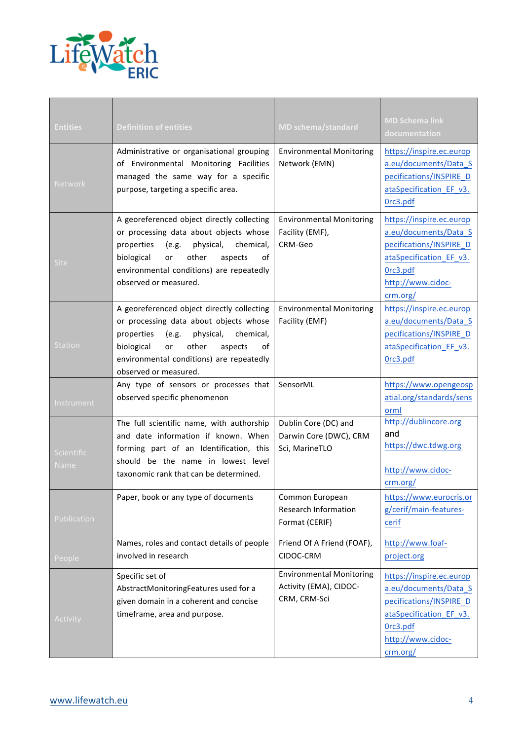| Entities | Definition of entities | MD schema/standard | MD Schema link documentation |
|---|---|---|---|
| Network | Administrative or organisational grouping of Environmental Monitoring Facilities managed the same way for a specific purpose, targeting a specific area. | Environmental Monitoring Network (EMN) | https://inspire.ec.europa.eu/documents/Data_Specifications/INSPIRE_DataSpecification_EF_v3.0rc3.pdf |
| Site | A georeferenced object directly collecting or processing data about objects whose properties (e.g. physical, chemical, biological or other aspects of environmental conditions) are repeatedly observed or measured. | Environmental Monitoring Facility (EMF), CRM-Geo | https://inspire.ec.europa.eu/documents/Data_Specifications/INSPIRE_DataSpecification_EF_v3.0rc3.pdf http://www.cidoc-crm.org/ |
| Station | A georeferenced object directly collecting or processing data about objects whose properties (e.g. physical, chemical, biological or other aspects of environmental conditions) are repeatedly observed or measured. | Environmental Monitoring Facility (EMF) | https://inspire.ec.europa.eu/documents/Data_Specifications/INSPIRE_DataSpecification_EF_v3.0rc3.pdf |
| Instrument | Any type of sensors or processes that observed specific phenomenon | SensorML | https://www.opengeospatial.org/standards/sensorml |
| Scientific Name | The full scientific name, with authorship and date information if known. When forming part of an Identification, this should be the name in lowest level taxonomic rank that can be determined. | Dublin Core (DC) and Darwin Core (DWC), CRM Sci, MarineTLO | http://dublincore.org and https://dwc.tdwg.org http://www.cidoc-crm.org/ |
| Publication | Paper, book or any type of documents | Common European Research Information Format (CERIF) | https://www.eurocris.org/cerif/main-features-cerif |
| People | Names, roles and contact details of people involved in research | Friend Of A Friend (FOAF), CIDOC-CRM | http://www.foaf-project.org |
| Activity | Specific set of AbstractMonitoringFeatures used for a given domain in a coherent and concise timeframe, area and purpose. | Environmental Monitoring Activity (EMA), CIDOC-CRM, CRM-Sci | https://inspire.ec.europa.eu/documents/Data_Specifications/INSPIRE_DataSpecification_EF_v3.0rc3.pdf http://www.cidoc-crm.org/ |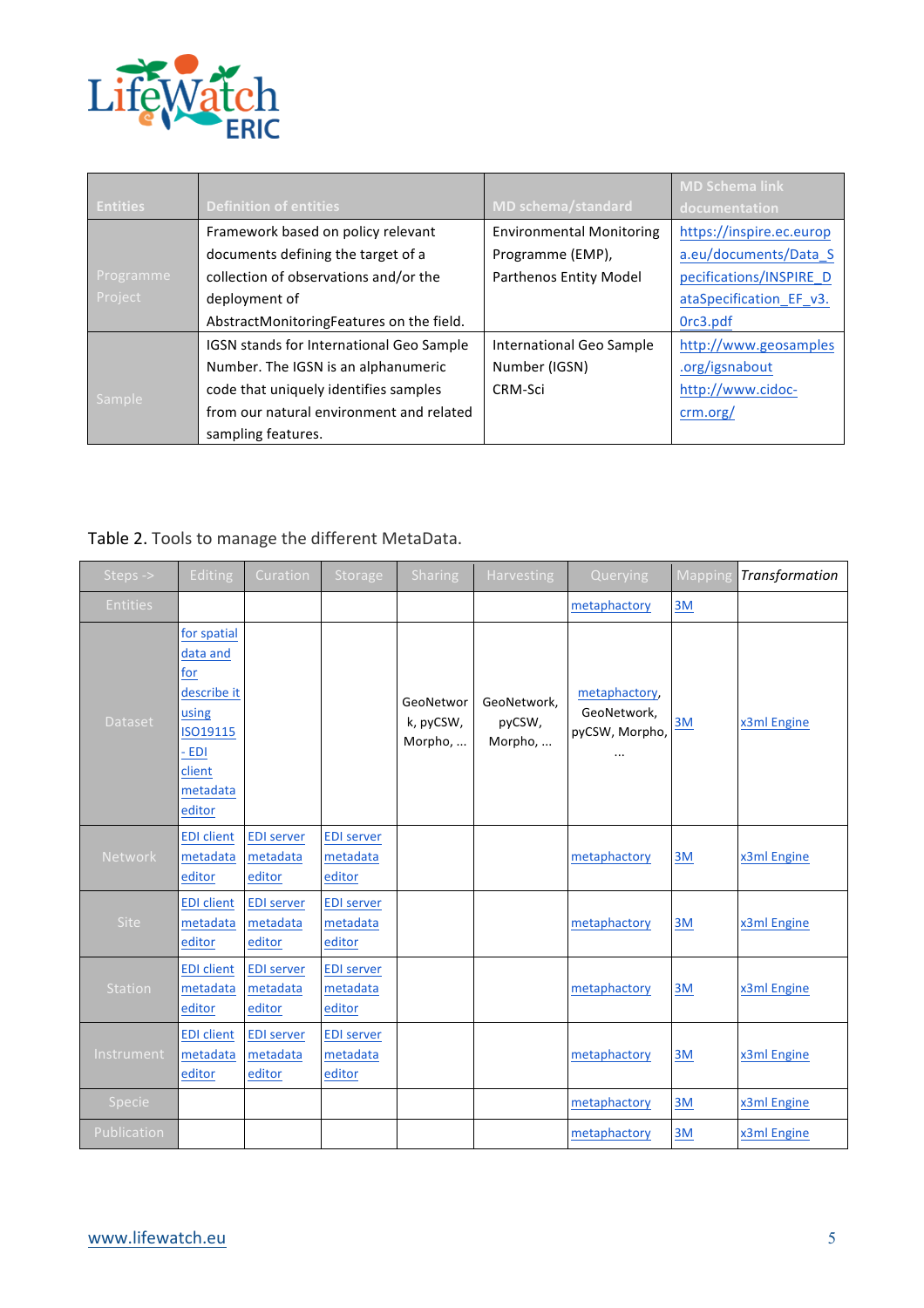| Entities | Definition of entities | MD schema/standard | MD Schema link documentation |
|---|---|---|---|
| Programme Project | Framework based on policy relevant documents defining the target of a collection of observations and/or the deployment of AbstractMonitoringFeatures on the field. | Environmental Monitoring Programme (EMP), Parthenos Entity Model | https://inspire.ec.europa.eu/documents/Data_Specifications/INSPIRE_DataSpecification_EF_v3.0rc3.pdf |
| Sample | IGSN stands for International Geo Sample Number. The IGSN is an alphanumeric code that uniquely identifies samples from our natural environment and related sampling features. | International Geo Sample Number (IGSN) CRM-Sci | http://www.geosamples.org/igsnabout http://www.cidoc-crm.org/ |

Table 2. Tools to manage the different MetaData.

| Steps -> | Editing | Curation | Storage | Sharing | Harvesting | Querying | Mapping | *Transformation* |
|---|---|---|---|---|---|---|---|---|
| Entities | | | | | | metaphactory | 3M | |
| Dataset | for spatial data and for describe it using ISO19115 - EDI client metadata editor | | | GeoNetwork, pyCSW, Morpho, ... | GeoNetwork, pyCSW, Morpho, ... | metaphactory, GeoNetwork, pyCSW, Morpho, ... | 3M | x3ml Engine |
| Network | EDI client metadata editor | EDI server metadata editor | EDI server metadata editor | | | metaphactory | 3M | x3ml Engine |
| Site | EDI client metadata editor | EDI server metadata editor | EDI server metadata editor | | | metaphactory | 3M | x3ml Engine |
| Station | EDI client metadata editor | EDI server metadata editor | EDI server metadata editor | | | metaphactory | 3M | x3ml Engine |
| Instrument | EDI client metadata editor | EDI server metadata editor | EDI server metadata editor | | | metaphactory | 3M | x3ml Engine |
| Specie | | | | | | metaphactory | 3M | x3ml Engine |
| Publication | | | | | | metaphactory | 3M | x3ml Engine |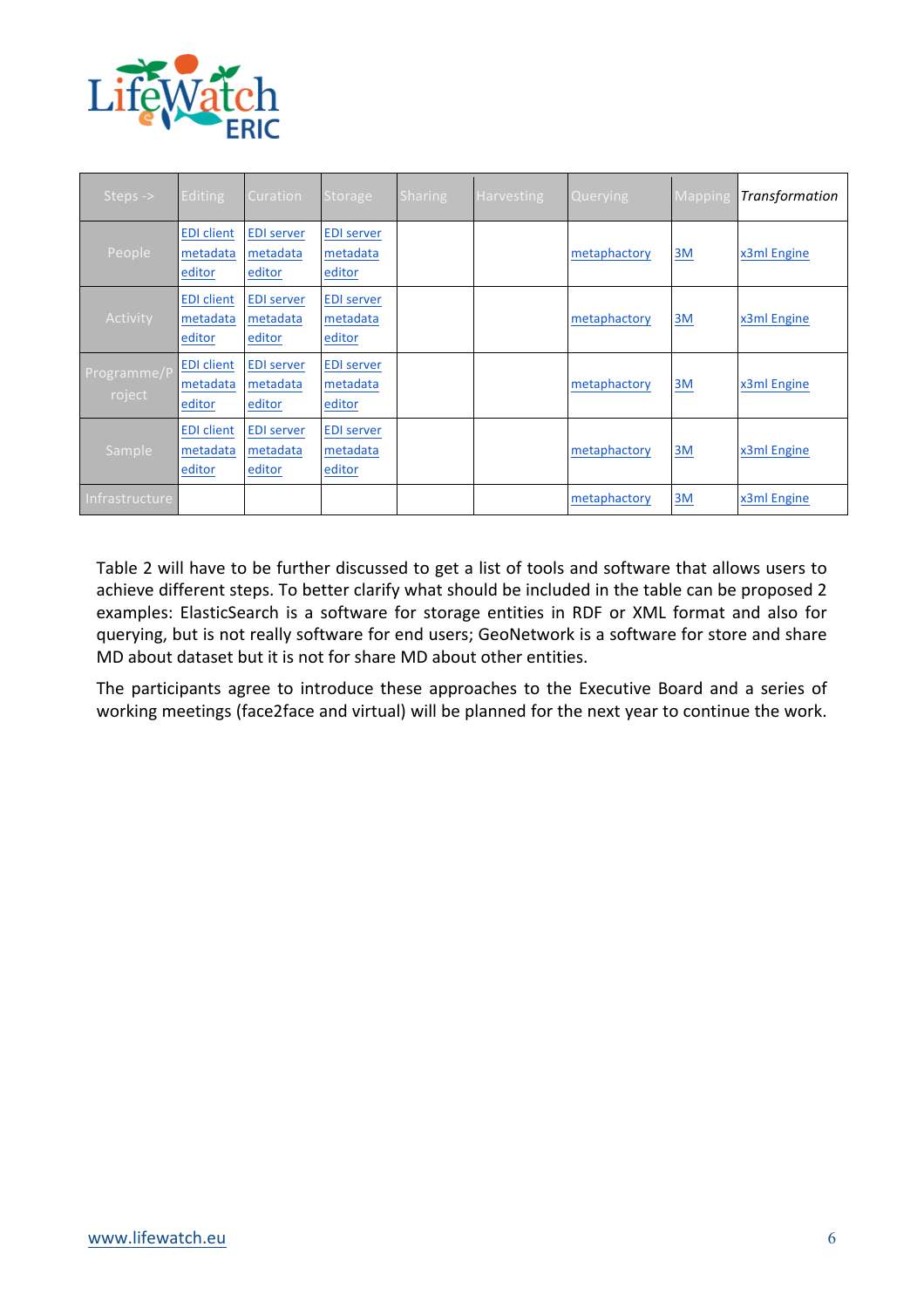| Steps -> | Editing | Curation | Storage | Sharing | Harvesting | Querying | Mapping | *Transformation* |
|---|---|---|---|---|---|---|---|---|
| People | EDI client metadata editor | EDI server metadata editor | EDI server metadata editor | | | metaphactory | 3M | x3ml Engine |
| Activity | EDI client metadata editor | EDI server metadata editor | EDI server metadata editor | | | metaphactory | 3M | x3ml Engine |
| Programme/Project | EDI client metadata editor | EDI server metadata editor | EDI server metadata editor | | | metaphactory | 3M | x3ml Engine |
| Sample | EDI client metadata editor | EDI server metadata editor | EDI server metadata editor | | | metaphactory | 3M | x3ml Engine |
| Infrastructure | | | | | | metaphactory | 3M | x3ml Engine |

Table 2 will have to be further discussed to get a list of tools and software that allows users to achieve different steps. To better clarify what should be included in the table can be proposed 2 examples: ElasticSearch is a software for storage entities in RDF or XML format and also for querying, but is not really software for end users; GeoNetwork is a software for store and share MD about dataset but it is not for share MD about other entities.

The participants agree to introduce these approaches to the Executive Board and a series of working meetings (face2face and virtual) will be planned for the next year to continue the work.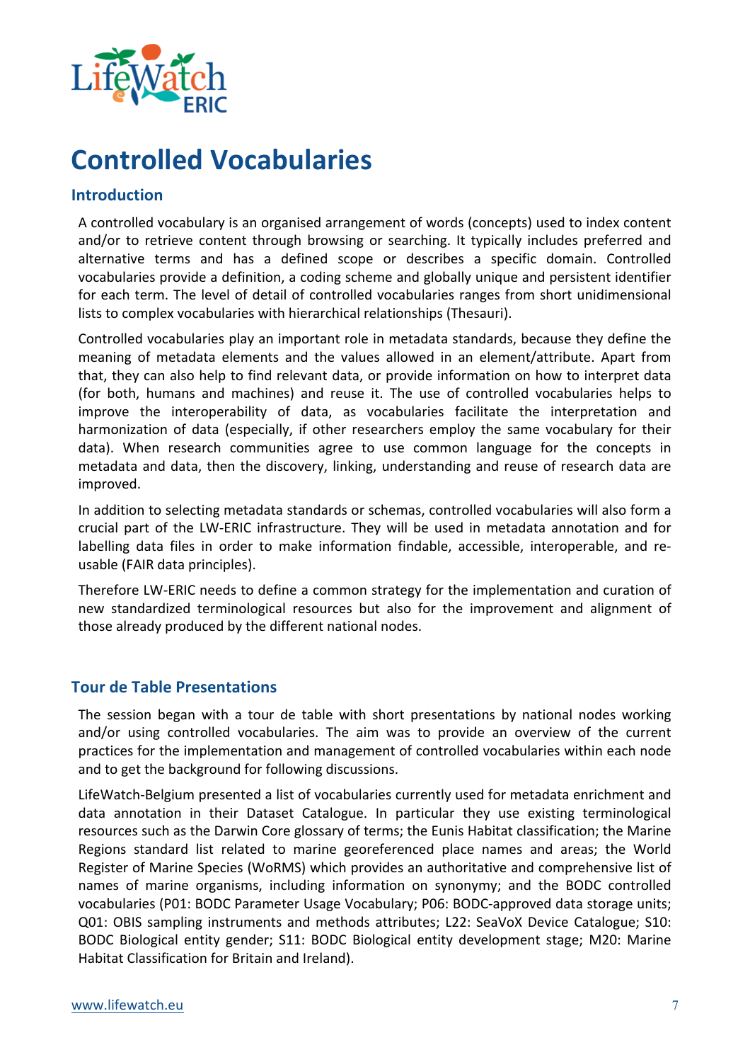# Controlled Vocabularies

## Introduction

A controlled vocabulary is an organised arrangement of words (concepts) used to index content and/or to retrieve content through browsing or searching. It typically includes preferred and alternative terms and has a defined scope or describes a specific domain. Controlled vocabularies provide a definition, a coding scheme and globally unique and persistent identifier for each term. The level of detail of controlled vocabularies ranges from short unidimensional lists to complex vocabularies with hierarchical relationships (Thesauri).

Controlled vocabularies play an important role in metadata standards, because they define the meaning of metadata elements and the values allowed in an element/attribute. Apart from that, they can also help to find relevant data, or provide information on how to interpret data (for both, humans and machines) and reuse it. The use of controlled vocabularies helps to improve the interoperability of data, as vocabularies facilitate the interpretation and harmonization of data (especially, if other researchers employ the same vocabulary for their data). When research communities agree to use common language for the concepts in metadata and data, then the discovery, linking, understanding and reuse of research data are improved.

In addition to selecting metadata standards or schemas, controlled vocabularies will also form a crucial part of the LW-ERIC infrastructure. They will be used in metadata annotation and for labelling data files in order to make information findable, accessible, interoperable, and re-usable (FAIR data principles).

Therefore LW-ERIC needs to define a common strategy for the implementation and curation of new standardized terminological resources but also for the improvement and alignment of those already produced by the different national nodes.

## Tour de Table Presentations

The session began with a tour de table with short presentations by national nodes working and/or using controlled vocabularies. The aim was to provide an overview of the current practices for the implementation and management of controlled vocabularies within each node and to get the background for following discussions.

LifeWatch-Belgium presented a list of vocabularies currently used for metadata enrichment and data annotation in their Dataset Catalogue. In particular they use existing terminological resources such as the Darwin Core glossary of terms; the Eunis Habitat classification; the Marine Regions standard list related to marine georeferenced place names and areas; the World Register of Marine Species (WoRMS) which provides an authoritative and comprehensive list of names of marine organisms, including information on synonymy; and the BODC controlled vocabularies (P01: BODC Parameter Usage Vocabulary; P06: BODC-approved data storage units; Q01: OBIS sampling instruments and methods attributes; L22: SeaVoX Device Catalogue; S10: BODC Biological entity gender; S11: BODC Biological entity development stage; M20: Marine Habitat Classification for Britain and Ireland).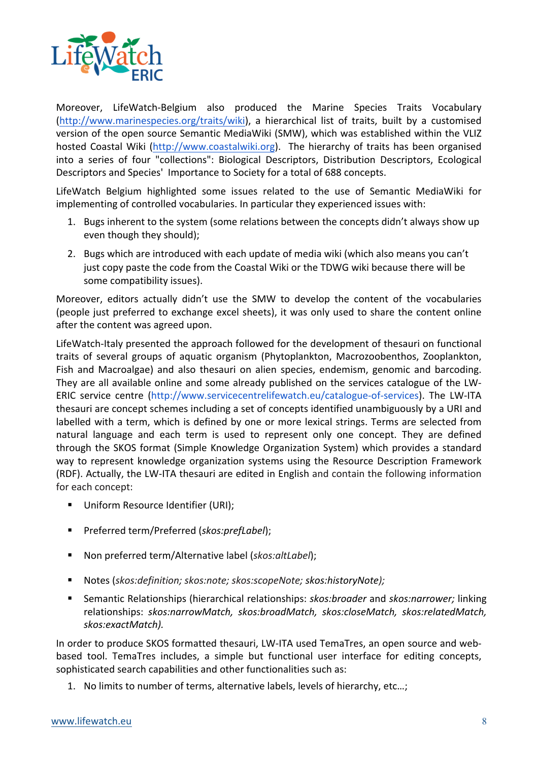Moreover, LifeWatch-Belgium also produced the Marine Species Traits Vocabulary (http://www.marinespecies.org/traits/wiki), a hierarchical list of traits, built by a customised version of the open source Semantic MediaWiki (SMW), which was established within the VLIZ hosted Coastal Wiki (http://www.coastalwiki.org). The hierarchy of traits has been organised into a series of four "collections": Biological Descriptors, Distribution Descriptors, Ecological Descriptors and Species' Importance to Society for a total of 688 concepts.

LifeWatch Belgium highlighted some issues related to the use of Semantic MediaWiki for implementing of controlled vocabularies. In particular they experienced issues with:

1. Bugs inherent to the system (some relations between the concepts didn't always show up even though they should);
2. Bugs which are introduced with each update of media wiki (which also means you can't just copy paste the code from the Coastal Wiki or the TDWG wiki because there will be some compatibility issues).

Moreover, editors actually didn't use the SMW to develop the content of the vocabularies (people just preferred to exchange excel sheets), it was only used to share the content online after the content was agreed upon.

LifeWatch-Italy presented the approach followed for the development of thesauri on functional traits of several groups of aquatic organism (Phytoplankton, Macrozoobenthos, Zooplankton, Fish and Macroalgae) and also thesauri on alien species, endemism, genomic and barcoding. They are all available online and some already published on the services catalogue of the LW-ERIC service centre (http://www.servicecentrelifewatch.eu/catalogue-of-services). The LW-ITA thesauri are concept schemes including a set of concepts identified unambiguously by a URI and labelled with a term, which is defined by one or more lexical strings. Terms are selected from natural language and each term is used to represent only one concept. They are defined through the SKOS format (Simple Knowledge Organization System) which provides a standard way to represent knowledge organization systems using the Resource Description Framework (RDF). Actually, the LW-ITA thesauri are edited in English and contain the following information for each concept:

- Uniform Resource Identifier (URI);
- Preferred term/Preferred (*skos:prefLabel*);
- Non preferred term/Alternative label (*skos:altLabel*);
- Notes (*skos:definition; skos:note; skos:scopeNote; skos:historyNote);*
- Semantic Relationships (hierarchical relationships: *skos:broader* and *skos:narrower;* linking relationships: *skos:narrowMatch, skos:broadMatch, skos:closeMatch, skos:relatedMatch, skos:exactMatch).*

In order to produce SKOS formatted thesauri, LW-ITA used TemaTres, an open source and web-based tool. TemaTres includes, a simple but functional user interface for editing concepts, sophisticated search capabilities and other functionalities such as:

1. No limits to number of terms, alternative labels, levels of hierarchy, etc…;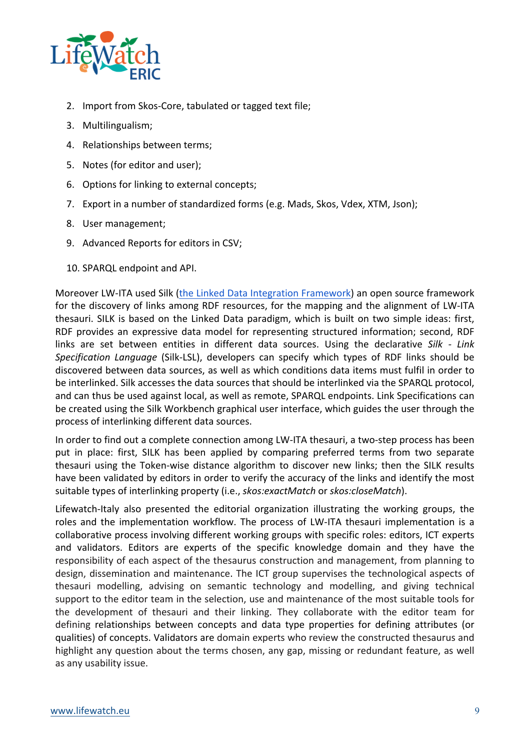2. Import from Skos-Core, tabulated or tagged text file;
3. Multilingualism;
4. Relationships between terms;
5. Notes (for editor and user);
6. Options for linking to external concepts;
7. Export in a number of standardized forms (e.g. Mads, Skos, Vdex, XTM, Json);
8. User management;
9. Advanced Reports for editors in CSV;
10. SPARQL endpoint and API.

Moreover LW-ITA used Silk (the Linked Data Integration Framework) an open source framework for the discovery of links among RDF resources, for the mapping and the alignment of LW-ITA thesauri. SILK is based on the Linked Data paradigm, which is built on two simple ideas: first, RDF provides an expressive data model for representing structured information; second, RDF links are set between entities in different data sources. Using the declarative *Silk - Link Specification Language* (Silk-LSL), developers can specify which types of RDF links should be discovered between data sources, as well as which conditions data items must fulfil in order to be interlinked. Silk accesses the data sources that should be interlinked via the SPARQL protocol, and can thus be used against local, as well as remote, SPARQL endpoints. Link Specifications can be created using the Silk Workbench graphical user interface, which guides the user through the process of interlinking different data sources.

In order to find out a complete connection among LW-ITA thesauri, a two-step process has been put in place: first, SILK has been applied by comparing preferred terms from two separate thesauri using the Token-wise distance algorithm to discover new links; then the SILK results have been validated by editors in order to verify the accuracy of the links and identify the most suitable types of interlinking property (i.e., *skos:exactMatch* or *skos:closeMatch*).

Lifewatch-Italy also presented the editorial organization illustrating the working groups, the roles and the implementation workflow. The process of LW-ITA thesauri implementation is a collaborative process involving different working groups with specific roles: editors, ICT experts and validators. Editors are experts of the specific knowledge domain and they have the responsibility of each aspect of the thesaurus construction and management, from planning to design, dissemination and maintenance. The ICT group supervises the technological aspects of thesauri modelling, advising on semantic technology and modelling, and giving technical support to the editor team in the selection, use and maintenance of the most suitable tools for the development of thesauri and their linking. They collaborate with the editor team for defining relationships between concepts and data type properties for defining attributes (or qualities) of concepts. Validators are domain experts who review the constructed thesaurus and highlight any question about the terms chosen, any gap, missing or redundant feature, as well as any usability issue.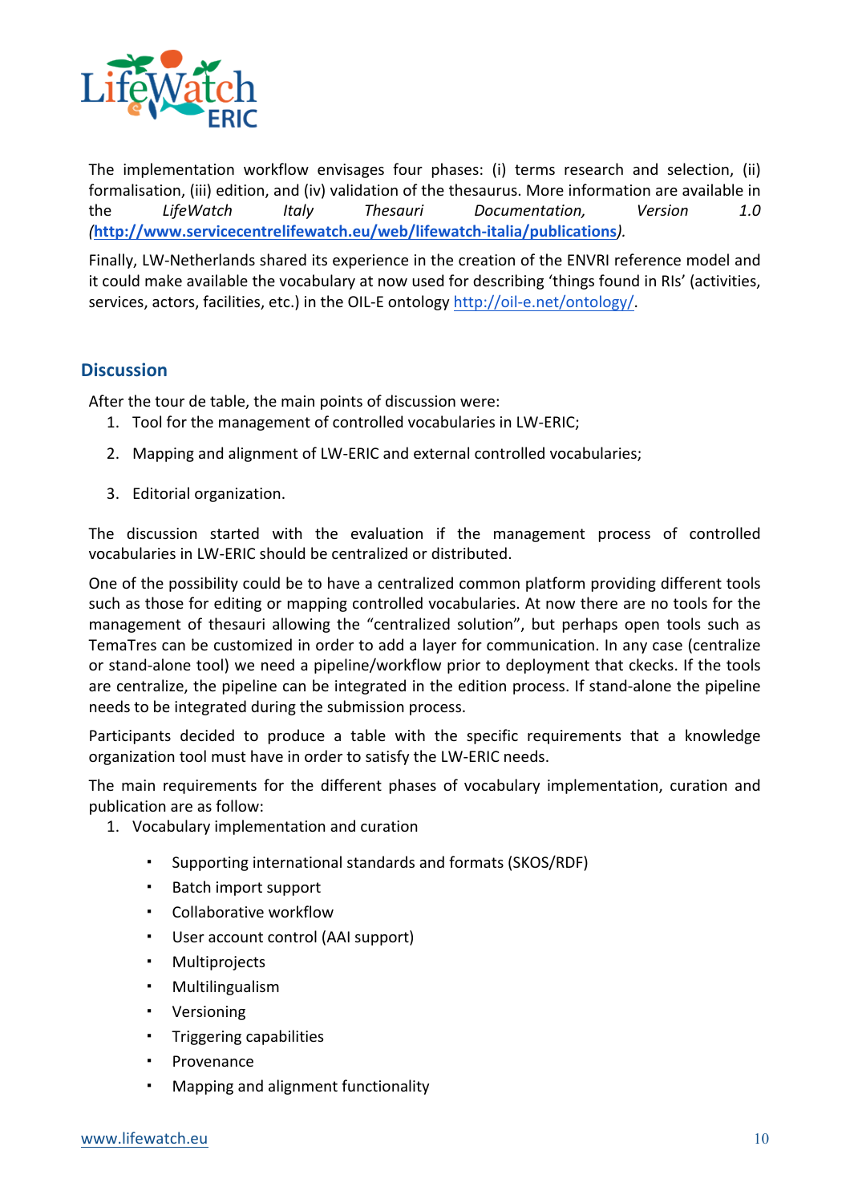The implementation workflow envisages four phases: (i) terms research and selection, (ii) formalisation, (iii) edition, and (iv) validation of the thesaurus. More information are available in the *LifeWatch Italy Thesauri Documentation, Version 1.0 (**http://www.servicecentrelifewatch.eu/web/lifewatch-italia/publications**).*

Finally, LW-Netherlands shared its experience in the creation of the ENVRI reference model and it could make available the vocabulary at now used for describing 'things found in RIs' (activities, services, actors, facilities, etc.) in the OIL-E ontology http://oil-e.net/ontology/.

## Discussion

After the tour de table, the main points of discussion were:

1. Tool for the management of controlled vocabularies in LW-ERIC;
2. Mapping and alignment of LW-ERIC and external controlled vocabularies;
3. Editorial organization.

The discussion started with the evaluation if the management process of controlled vocabularies in LW-ERIC should be centralized or distributed.

One of the possibility could be to have a centralized common platform providing different tools such as those for editing or mapping controlled vocabularies. At now there are no tools for the management of thesauri allowing the "centralized solution", but perhaps open tools such as TemaTres can be customized in order to add a layer for communication. In any case (centralize or stand-alone tool) we need a pipeline/workflow prior to deployment that ckecks. If the tools are centralize, the pipeline can be integrated in the edition process. If stand-alone the pipeline needs to be integrated during the submission process.

Participants decided to produce a table with the specific requirements that a knowledge organization tool must have in order to satisfy the LW-ERIC needs.

The main requirements for the different phases of vocabulary implementation, curation and publication are as follow:

1. Vocabulary implementation and curation
    - Supporting international standards and formats (SKOS/RDF)
    - Batch import support
    - Collaborative workflow
    - User account control (AAI support)
    - Multiprojects
    - Multilingualism
    - Versioning
    - Triggering capabilities
    - Provenance
    - Mapping and alignment functionality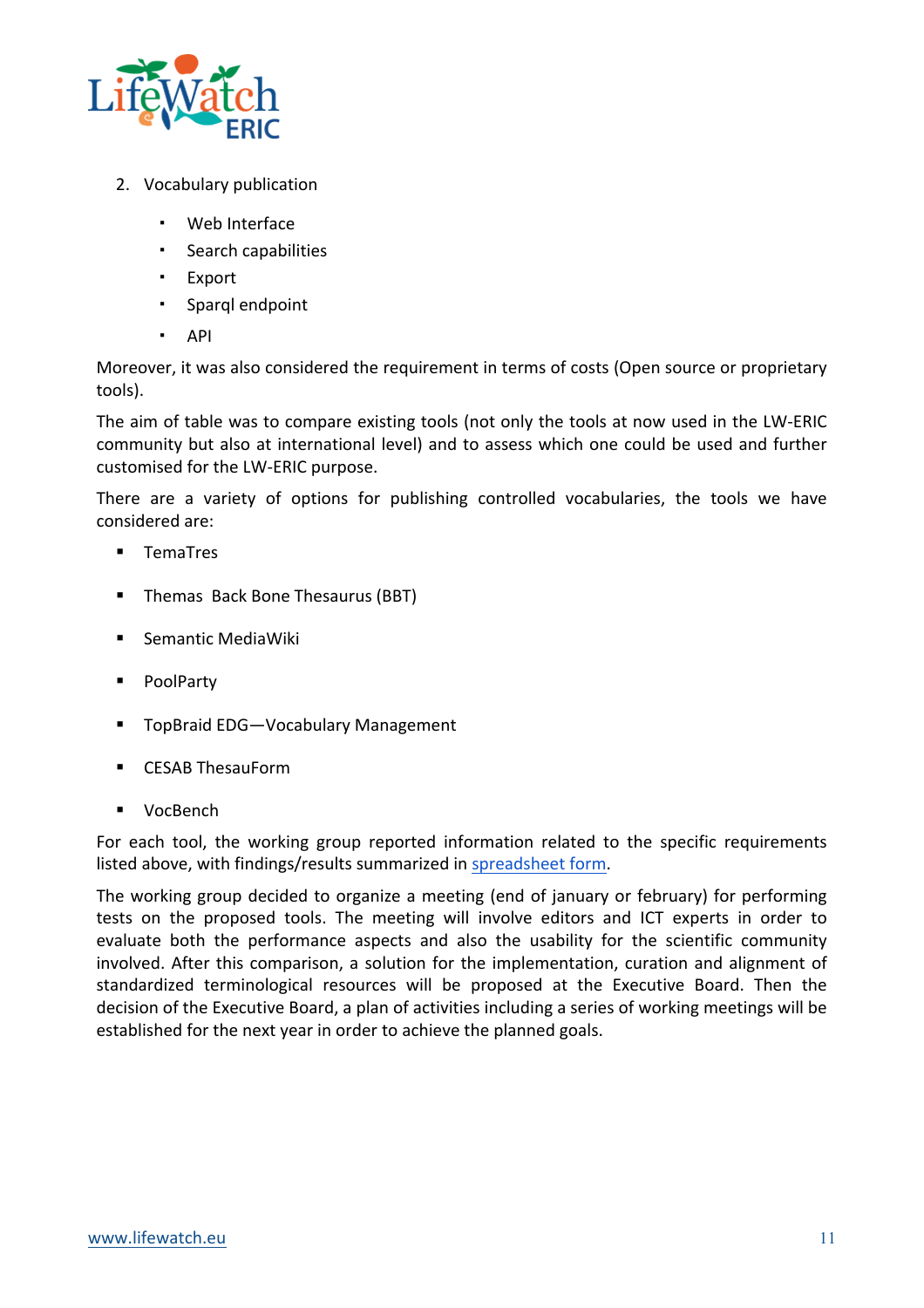2. Vocabulary publication

    - Web Interface
    - Search capabilities
    - Export
    - Sparql endpoint
    - API

Moreover, it was also considered the requirement in terms of costs (Open source or proprietary tools).

The aim of table was to compare existing tools (not only the tools at now used in the LW-ERIC community but also at international level) and to assess which one could be used and further customised for the LW-ERIC purpose.

There are a variety of options for publishing controlled vocabularies, the tools we have considered are:

- TemaTres
- Themas Back Bone Thesaurus (BBT)
- Semantic MediaWiki
- PoolParty
- TopBraid EDG—Vocabulary Management
- CESAB ThesauForm
- VocBench

For each tool, the working group reported information related to the specific requirements listed above, with findings/results summarized in spreadsheet form.

The working group decided to organize a meeting (end of january or february) for performing tests on the proposed tools. The meeting will involve editors and ICT experts in order to evaluate both the performance aspects and also the usability for the scientific community involved. After this comparison, a solution for the implementation, curation and alignment of standardized terminological resources will be proposed at the Executive Board. Then the decision of the Executive Board, a plan of activities including a series of working meetings will be established for the next year in order to achieve the planned goals.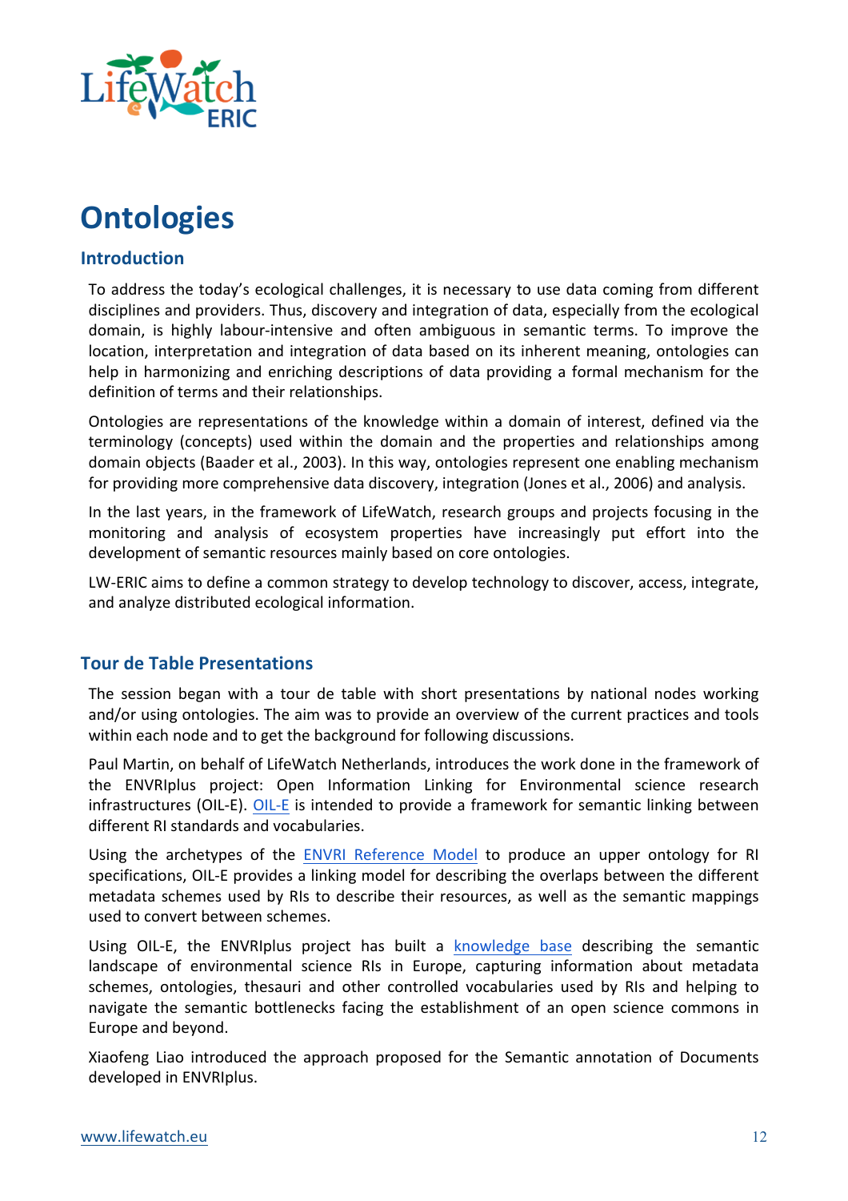# Ontologies

## Introduction

To address the today's ecological challenges, it is necessary to use data coming from different disciplines and providers. Thus, discovery and integration of data, especially from the ecological domain, is highly labour-intensive and often ambiguous in semantic terms. To improve the location, interpretation and integration of data based on its inherent meaning, ontologies can help in harmonizing and enriching descriptions of data providing a formal mechanism for the definition of terms and their relationships.

Ontologies are representations of the knowledge within a domain of interest, defined via the terminology (concepts) used within the domain and the properties and relationships among domain objects (Baader et al., 2003). In this way, ontologies represent one enabling mechanism for providing more comprehensive data discovery, integration (Jones et al., 2006) and analysis.

In the last years, in the framework of LifeWatch, research groups and projects focusing in the monitoring and analysis of ecosystem properties have increasingly put effort into the development of semantic resources mainly based on core ontologies.

LW-ERIC aims to define a common strategy to develop technology to discover, access, integrate, and analyze distributed ecological information.

## Tour de Table Presentations

The session began with a tour de table with short presentations by national nodes working and/or using ontologies. The aim was to provide an overview of the current practices and tools within each node and to get the background for following discussions.

Paul Martin, on behalf of LifeWatch Netherlands, introduces the work done in the framework of the ENVRIplus project: Open Information Linking for Environmental science research infrastructures (OIL-E). OIL-E is intended to provide a framework for semantic linking between different RI standards and vocabularies.

Using the archetypes of the ENVRI Reference Model to produce an upper ontology for RI specifications, OIL-E provides a linking model for describing the overlaps between the different metadata schemes used by RIs to describe their resources, as well as the semantic mappings used to convert between schemes.

Using OIL-E, the ENVRIplus project has built a knowledge base describing the semantic landscape of environmental science RIs in Europe, capturing information about metadata schemes, ontologies, thesauri and other controlled vocabularies used by RIs and helping to navigate the semantic bottlenecks facing the establishment of an open science commons in Europe and beyond.

Xiaofeng Liao introduced the approach proposed for the Semantic annotation of Documents developed in ENVRIplus.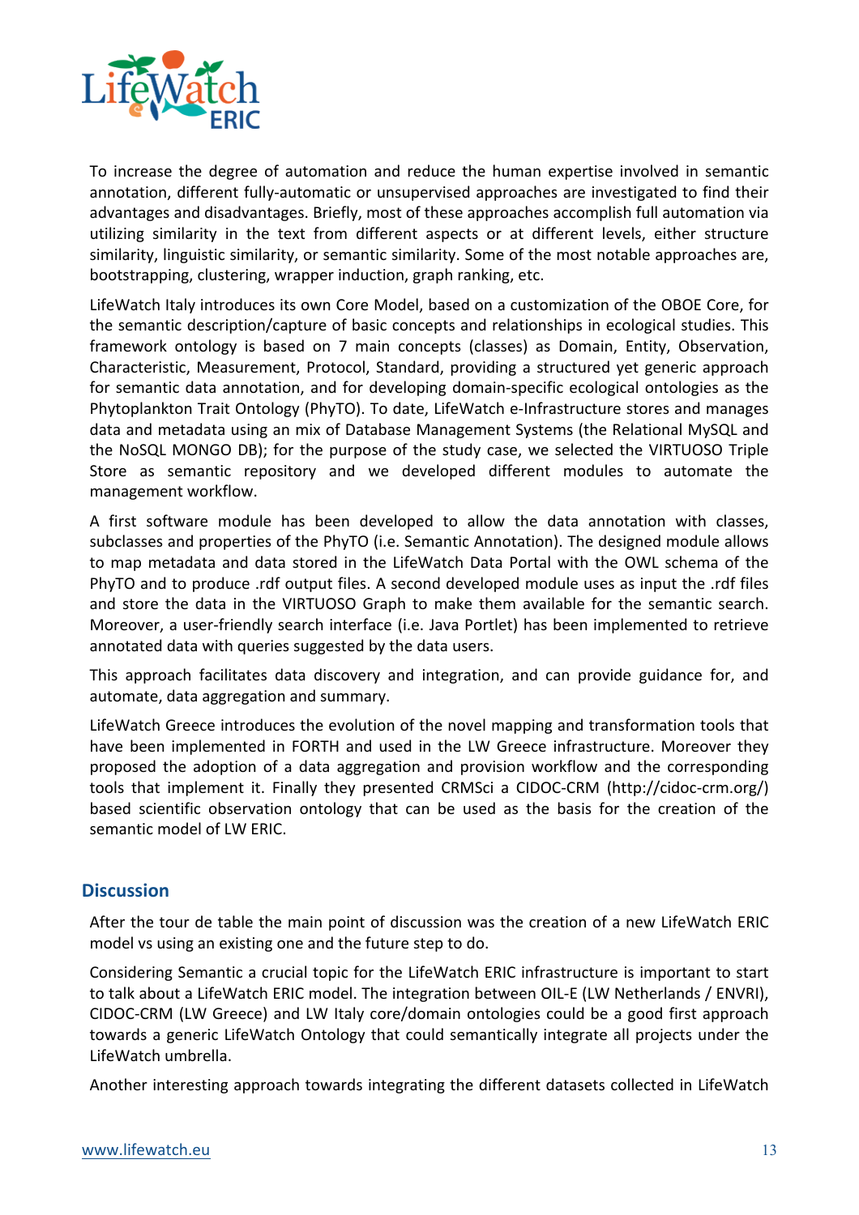To increase the degree of automation and reduce the human expertise involved in semantic annotation, different fully-automatic or unsupervised approaches are investigated to find their advantages and disadvantages. Briefly, most of these approaches accomplish full automation via utilizing similarity in the text from different aspects or at different levels, either structure similarity, linguistic similarity, or semantic similarity. Some of the most notable approaches are, bootstrapping, clustering, wrapper induction, graph ranking, etc.

LifeWatch Italy introduces its own Core Model, based on a customization of the OBOE Core, for the semantic description/capture of basic concepts and relationships in ecological studies. This framework ontology is based on 7 main concepts (classes) as Domain, Entity, Observation, Characteristic, Measurement, Protocol, Standard, providing a structured yet generic approach for semantic data annotation, and for developing domain-specific ecological ontologies as the Phytoplankton Trait Ontology (PhyTO). To date, LifeWatch e-Infrastructure stores and manages data and metadata using an mix of Database Management Systems (the Relational MySQL and the NoSQL MONGO DB); for the purpose of the study case, we selected the VIRTUOSO Triple Store as semantic repository and we developed different modules to automate the management workflow.

A first software module has been developed to allow the data annotation with classes, subclasses and properties of the PhyTO (i.e. Semantic Annotation). The designed module allows to map metadata and data stored in the LifeWatch Data Portal with the OWL schema of the PhyTO and to produce .rdf output files. A second developed module uses as input the .rdf files and store the data in the VIRTUOSO Graph to make them available for the semantic search. Moreover, a user-friendly search interface (i.e. Java Portlet) has been implemented to retrieve annotated data with queries suggested by the data users.

This approach facilitates data discovery and integration, and can provide guidance for, and automate, data aggregation and summary.

LifeWatch Greece introduces the evolution of the novel mapping and transformation tools that have been implemented in FORTH and used in the LW Greece infrastructure. Moreover they proposed the adoption of a data aggregation and provision workflow and the corresponding tools that implement it. Finally they presented CRMSci a CIDOC-CRM (http://cidoc-crm.org/) based scientific observation ontology that can be used as the basis for the creation of the semantic model of LW ERIC.

## Discussion

After the tour de table the main point of discussion was the creation of a new LifeWatch ERIC model vs using an existing one and the future step to do.

Considering Semantic a crucial topic for the LifeWatch ERIC infrastructure is important to start to talk about a LifeWatch ERIC model. The integration between OIL-E (LW Netherlands / ENVRI), CIDOC-CRM (LW Greece) and LW Italy core/domain ontologies could be a good first approach towards a generic LifeWatch Ontology that could semantically integrate all projects under the LifeWatch umbrella.

Another interesting approach towards integrating the different datasets collected in LifeWatch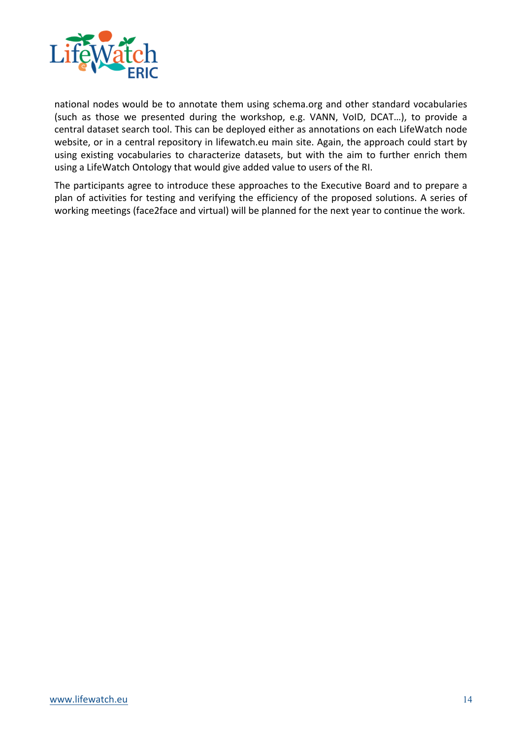national nodes would be to annotate them using schema.org and other standard vocabularies (such as those we presented during the workshop, e.g. VANN, VoID, DCAT…), to provide a central dataset search tool. This can be deployed either as annotations on each LifeWatch node website, or in a central repository in lifewatch.eu main site. Again, the approach could start by using existing vocabularies to characterize datasets, but with the aim to further enrich them using a LifeWatch Ontology that would give added value to users of the RI.

The participants agree to introduce these approaches to the Executive Board and to prepare a plan of activities for testing and verifying the efficiency of the proposed solutions. A series of working meetings (face2face and virtual) will be planned for the next year to continue the work.